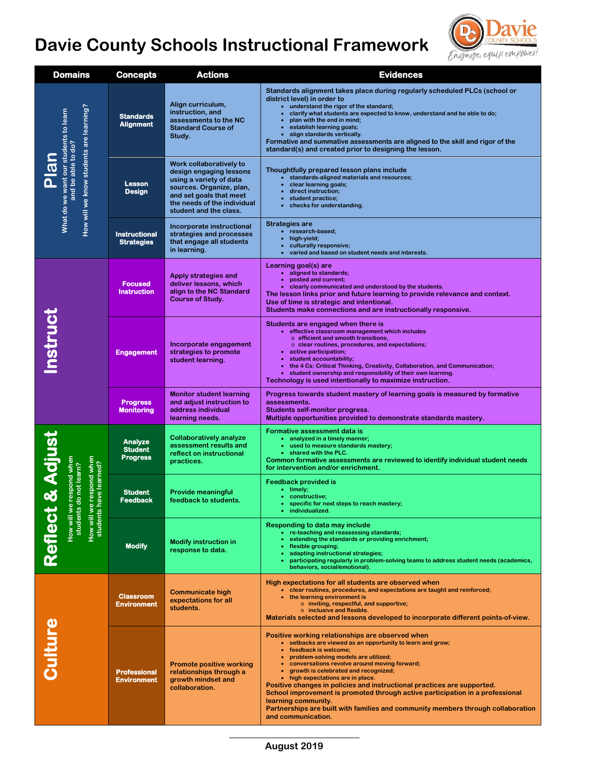# Davie County Schools Instructional Framework

Davie County Schools — *Engage, equip, empower!*

| Domains | Concepts | Actions | Evidences |
|---|---|---|---|
| **Plan**<br>What do we want our students to learn and be able to do?<br>How will we know students are learning? | **Standards Alignment** | Align curriculum, instruction, and assessments to the NC Standard Course of Study. | Standards alignment takes place during regularly scheduled PLCs (school or district level) in order to<br>• understand the rigor of the standard;<br>• clarify what students are expected to know, understand and be able to do;<br>• plan with the end in mind;<br>• establish learning goals;<br>• align standards vertically.<br>Formative and summative assessments are aligned to the skill and rigor of the standard(s) and created prior to designing the lesson. |
| | **Lesson Design** | Work collaboratively to design engaging lessons using a variety of data sources. Organize, plan, and set goals that meet the needs of the individual student and the class. | Thoughtfully prepared lesson plans include<br>• standards-aligned materials and resources;<br>• clear learning goals;<br>• direct instruction;<br>• student practice;<br>• checks for understanding. |
| | **Instructional Strategies** | Incorporate instructional strategies and processes that engage all students in learning. | Strategies are<br>• research-based;<br>• high-yield;<br>• culturally responsive;<br>• varied and based on student needs and interests. |
| **Instruct** | **Focused Instruction** | Apply strategies and deliver lessons, which align to the NC Standard Course of Study. | Learning goal(s) are<br>• aligned to standards;<br>• posted and current;<br>• clearly communicated and understood by the students.<br>The lesson links prior and future learning to provide relevance and context.<br>Use of time is strategic and intentional.<br>Students make connections and are instructionally responsive. |
| | **Engagement** | Incorporate engagement strategies to promote student learning. | Students are engaged when there is<br>• effective classroom management which includes<br>&nbsp;&nbsp;○ efficient and smooth transitions,<br>&nbsp;&nbsp;○ clear routines, procedures, and expectations;<br>• active participation;<br>• student accountability;<br>• the 4 Cs: Critical Thinking, Creativity, Collaboration, and Communication;<br>• student ownership and responsibility of their own learning.<br>Technology is used intentionally to maximize instruction. |
| | **Progress Monitoring** | Monitor student learning and adjust instruction to address individual learning needs. | Progress towards student mastery of learning goals is measured by formative assessments.<br>Students self-monitor progress.<br>Multiple opportunities provided to demonstrate standards mastery. |
| **Reflect & Adjust**<br>How will we respond when students do not learn?<br>How will we respond when students have learned? | **Analyze Student Progress** | Collaboratively analyze assessment results and reflect on instructional practices. | Formative assessment data is<br>• analyzed in a timely manner;<br>• used to measure standards mastery;<br>• shared with the PLC.<br>Common formative assessments are reviewed to identify individual student needs for intervention and/or enrichment. |
| | **Student Feedback** | Provide meaningful feedback to students. | Feedback provided is<br>• timely;<br>• constructive;<br>• specific for next steps to reach mastery;<br>• individualized. |
| | **Modify** | Modify instruction in response to data. | Responding to data may include<br>• re-teaching and reassessing standards;<br>• extending the standards or providing enrichment;<br>• flexible grouping;<br>• adapting instructional strategies;<br>• participating regularly in problem-solving teams to address student needs (academics, behaviors, social/emotional). |
| **Culture** | **Classroom Environment** | Communicate high expectations for all students. | High expectations for all students are observed when<br>• clear routines, procedures, and expectations are taught and reinforced;<br>• the learning environment is<br>&nbsp;&nbsp;○ inviting, respectful, and supportive;<br>&nbsp;&nbsp;○ inclusive and flexible.<br>Materials selected and lessons developed to incorporate different points-of-view. |
| | **Professional Environment** | Promote positive working relationships through a growth mindset and collaboration. | Positive working relationships are observed when<br>• setbacks are viewed as an opportunity to learn and grow;<br>• feedback is welcome;<br>• problem-solving models are utilized;<br>• conversations revolve around moving forward;<br>• growth is celebrated and recognized;<br>• high expectations are in place.<br>Positive changes in policies and instructional practices are supported.<br>School improvement is promoted through active participation in a professional learning community.<br>Partnerships are built with families and community members through collaboration and communication. |

August 2019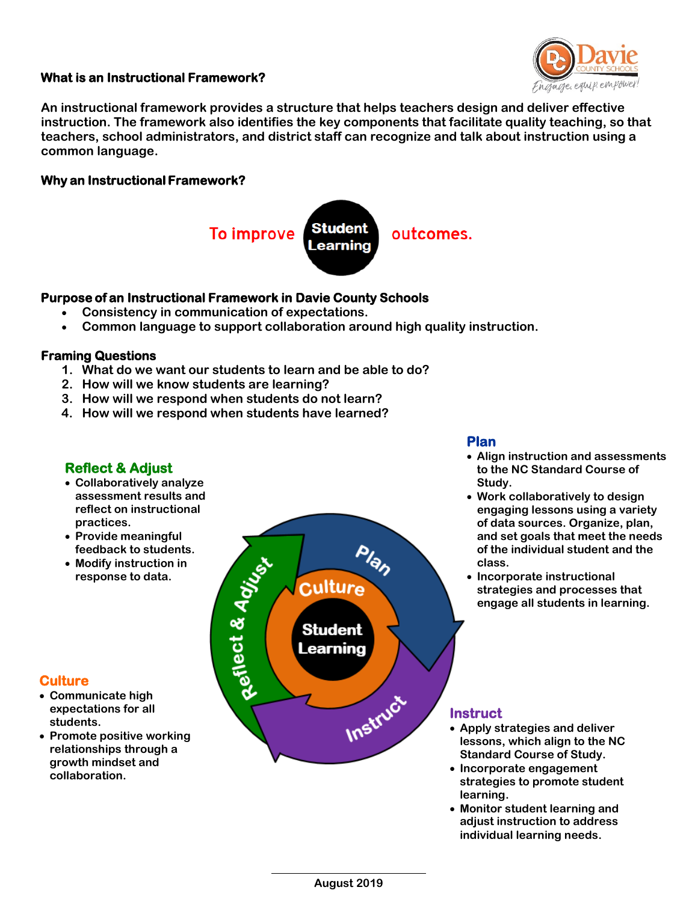**What is an Instructional Framework?**

An instructional framework provides a structure that helps teachers design and deliver effective instruction. The framework also identifies the key components that facilitate quality teaching, so that teachers, school administrators, and district staff can recognize and talk about instruction using a common language.

**Why an Instructional Framework?**

To improve Student Learning outcomes.

**Purpose of an Instructional Framework in Davie County Schools**

- Consistency in communication of expectations.
- Common language to support collaboration around high quality instruction.

**Framing Questions**

1. What do we want our students to learn and be able to do?
2. How will we know students are learning?
3. How will we respond when students do not learn?
4. How will we respond when students have learned?

Plan
Culture
Student Learning
Reflect & Adjust
Instruct

**Plan**

- Align instruction and assessments to the NC Standard Course of Study.
- Work collaboratively to design engaging lessons using a variety of data sources. Organize, plan, and set goals that meet the needs of the individual student and the class.
- Incorporate instructional strategies and processes that engage all students in learning.

**Reflect & Adjust**

- Collaboratively analyze assessment results and reflect on instructional practices.
- Provide meaningful feedback to students.
- Modify instruction in response to data.

**Culture**

- Communicate high expectations for all students.
- Promote positive working relationships through a growth mindset and collaboration.

**Instruct**

- Apply strategies and deliver lessons, which align to the NC Standard Course of Study.
- Incorporate engagement strategies to promote student learning.
- Monitor student learning and adjust instruction to address individual learning needs.

August 2019